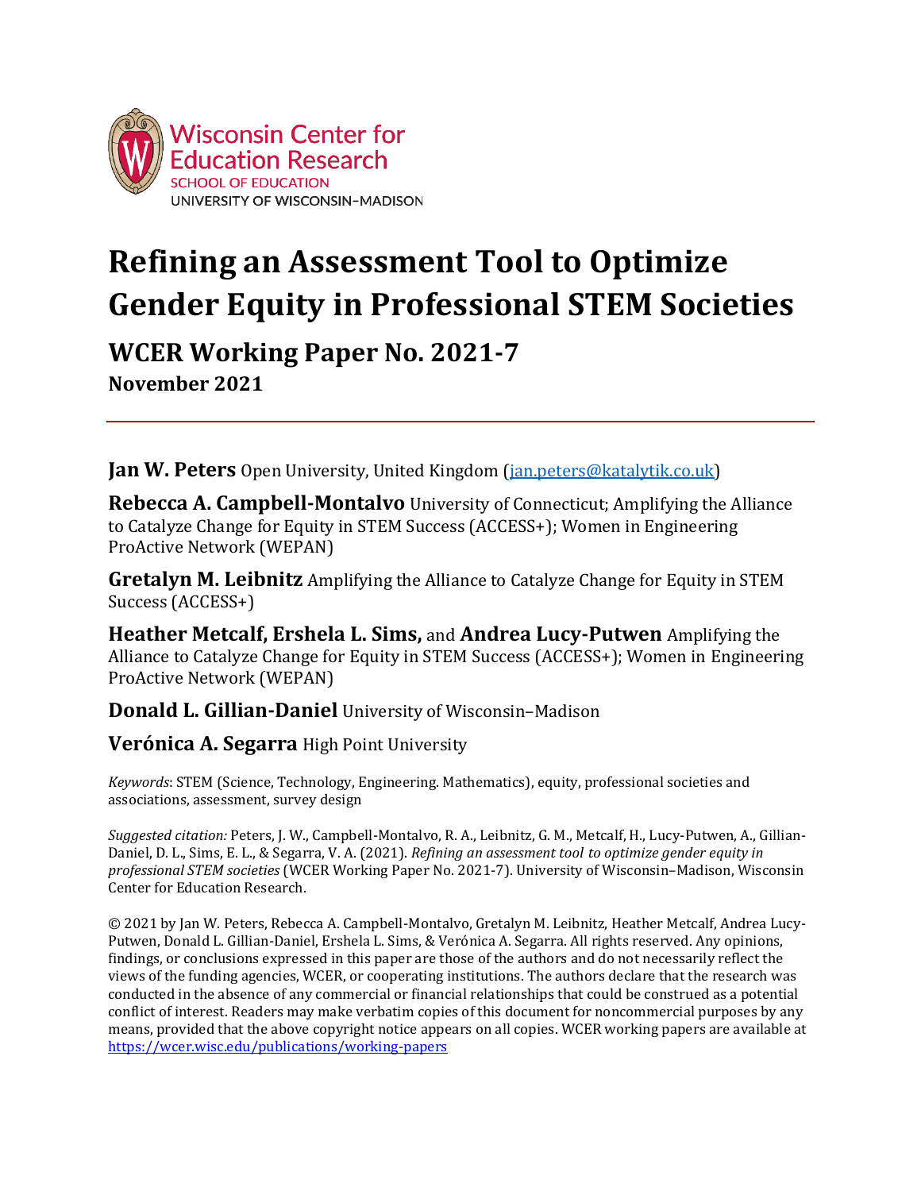Wisconsin Center for Education Research
SCHOOL OF EDUCATION
UNIVERSITY OF WISCONSIN–MADISON

# Refining an Assessment Tool to Optimize Gender Equity in Professional STEM Societies

## WCER Working Paper No. 2021-7

**November 2021**

---

**Jan W. Peters** Open University, United Kingdom (jan.peters@katalytik.co.uk)

**Rebecca A. Campbell-Montalvo** University of Connecticut; Amplifying the Alliance to Catalyze Change for Equity in STEM Success (ACCESS+); Women in Engineering ProActive Network (WEPAN)

**Gretalyn M. Leibnitz** Amplifying the Alliance to Catalyze Change for Equity in STEM Success (ACCESS+)

**Heather Metcalf, Ershela L. Sims,** and **Andrea Lucy-Putwen** Amplifying the Alliance to Catalyze Change for Equity in STEM Success (ACCESS+); Women in Engineering ProActive Network (WEPAN)

**Donald L. Gillian-Daniel** University of Wisconsin–Madison

**Verónica A. Segarra** High Point University

*Keywords*: STEM (Science, Technology, Engineering. Mathematics), equity, professional societies and associations, assessment, survey design

*Suggested citation:* Peters, J. W., Campbell-Montalvo, R. A., Leibnitz, G. M., Metcalf, H., Lucy-Putwen, A., Gillian-Daniel, D. L., Sims, E. L., & Segarra, V. A. (2021). *Refining an assessment tool to optimize gender equity in professional STEM societies* (WCER Working Paper No. 2021-7). University of Wisconsin–Madison, Wisconsin Center for Education Research.

© 2021 by Jan W. Peters, Rebecca A. Campbell-Montalvo, Gretalyn M. Leibnitz, Heather Metcalf, Andrea Lucy-Putwen, Donald L. Gillian-Daniel, Ershela L. Sims, & Verónica A. Segarra. All rights reserved. Any opinions, findings, or conclusions expressed in this paper are those of the authors and do not necessarily reflect the views of the funding agencies, WCER, or cooperating institutions. The authors declare that the research was conducted in the absence of any commercial or financial relationships that could be construed as a potential conflict of interest. Readers may make verbatim copies of this document for noncommercial purposes by any means, provided that the above copyright notice appears on all copies. WCER working papers are available at https://wcer.wisc.edu/publications/working-papers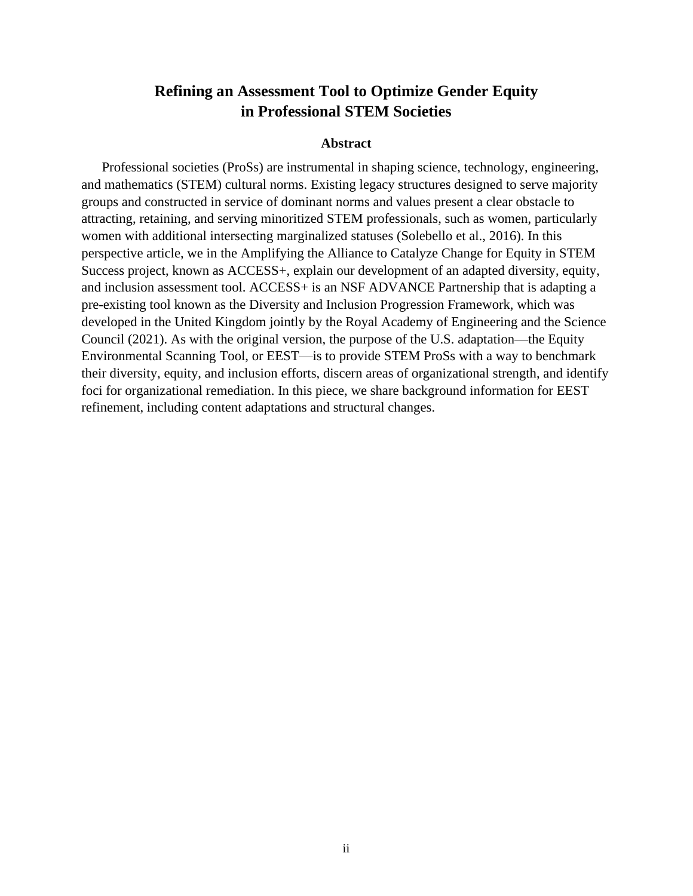# Refining an Assessment Tool to Optimize Gender Equity in Professional STEM Societies

## Abstract

Professional societies (ProSs) are instrumental in shaping science, technology, engineering, and mathematics (STEM) cultural norms. Existing legacy structures designed to serve majority groups and constructed in service of dominant norms and values present a clear obstacle to attracting, retaining, and serving minoritized STEM professionals, such as women, particularly women with additional intersecting marginalized statuses (Solebello et al., 2016). In this perspective article, we in the Amplifying the Alliance to Catalyze Change for Equity in STEM Success project, known as ACCESS+, explain our development of an adapted diversity, equity, and inclusion assessment tool. ACCESS+ is an NSF ADVANCE Partnership that is adapting a pre-existing tool known as the Diversity and Inclusion Progression Framework, which was developed in the United Kingdom jointly by the Royal Academy of Engineering and the Science Council (2021). As with the original version, the purpose of the U.S. adaptation—the Equity Environmental Scanning Tool, or EEST—is to provide STEM ProSs with a way to benchmark their diversity, equity, and inclusion efforts, discern areas of organizational strength, and identify foci for organizational remediation. In this piece, we share background information for EEST refinement, including content adaptations and structural changes.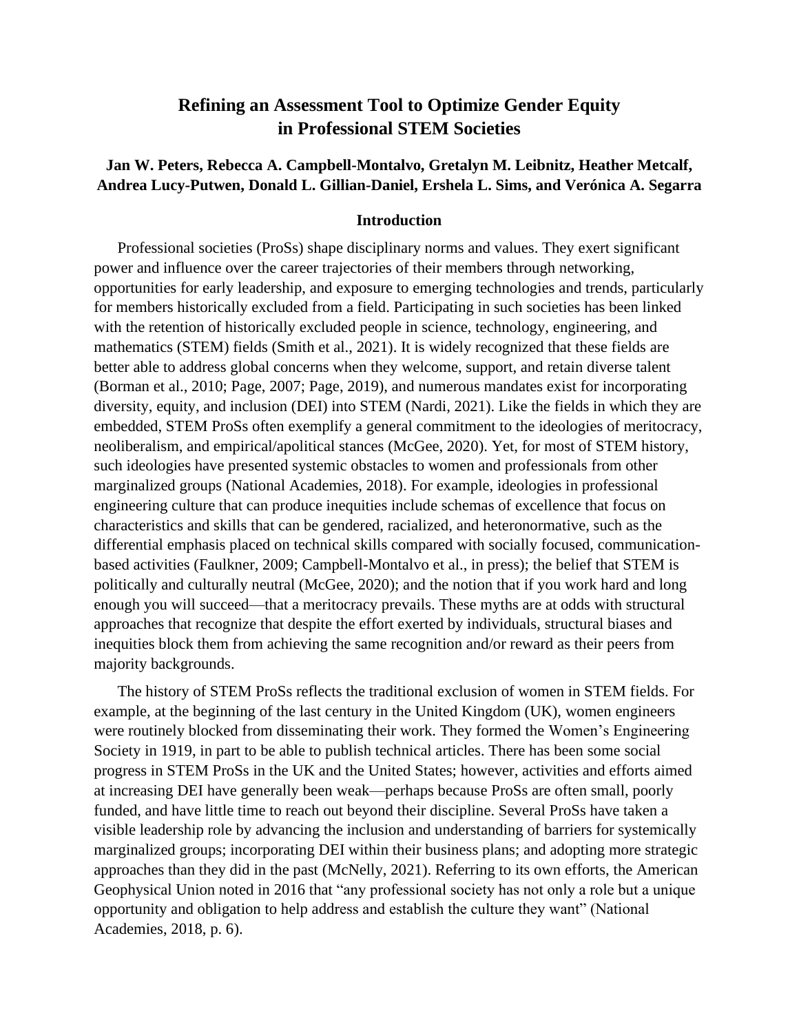# Refining an Assessment Tool to Optimize Gender Equity in Professional STEM Societies

**Jan W. Peters, Rebecca A. Campbell-Montalvo, Gretalyn M. Leibnitz, Heather Metcalf, Andrea Lucy-Putwen, Donald L. Gillian-Daniel, Ershela L. Sims, and Verónica A. Segarra**

## Introduction

Professional societies (ProSs) shape disciplinary norms and values. They exert significant power and influence over the career trajectories of their members through networking, opportunities for early leadership, and exposure to emerging technologies and trends, particularly for members historically excluded from a field. Participating in such societies has been linked with the retention of historically excluded people in science, technology, engineering, and mathematics (STEM) fields (Smith et al., 2021). It is widely recognized that these fields are better able to address global concerns when they welcome, support, and retain diverse talent (Borman et al., 2010; Page, 2007; Page, 2019), and numerous mandates exist for incorporating diversity, equity, and inclusion (DEI) into STEM (Nardi, 2021). Like the fields in which they are embedded, STEM ProSs often exemplify a general commitment to the ideologies of meritocracy, neoliberalism, and empirical/apolitical stances (McGee, 2020). Yet, for most of STEM history, such ideologies have presented systemic obstacles to women and professionals from other marginalized groups (National Academies, 2018). For example, ideologies in professional engineering culture that can produce inequities include schemas of excellence that focus on characteristics and skills that can be gendered, racialized, and heteronormative, such as the differential emphasis placed on technical skills compared with socially focused, communication-based activities (Faulkner, 2009; Campbell-Montalvo et al., in press); the belief that STEM is politically and culturally neutral (McGee, 2020); and the notion that if you work hard and long enough you will succeed—that a meritocracy prevails. These myths are at odds with structural approaches that recognize that despite the effort exerted by individuals, structural biases and inequities block them from achieving the same recognition and/or reward as their peers from majority backgrounds.

The history of STEM ProSs reflects the traditional exclusion of women in STEM fields. For example, at the beginning of the last century in the United Kingdom (UK), women engineers were routinely blocked from disseminating their work. They formed the Women's Engineering Society in 1919, in part to be able to publish technical articles. There has been some social progress in STEM ProSs in the UK and the United States; however, activities and efforts aimed at increasing DEI have generally been weak—perhaps because ProSs are often small, poorly funded, and have little time to reach out beyond their discipline. Several ProSs have taken a visible leadership role by advancing the inclusion and understanding of barriers for systemically marginalized groups; incorporating DEI within their business plans; and adopting more strategic approaches than they did in the past (McNelly, 2021). Referring to its own efforts, the American Geophysical Union noted in 2016 that "any professional society has not only a role but a unique opportunity and obligation to help address and establish the culture they want" (National Academies, 2018, p. 6).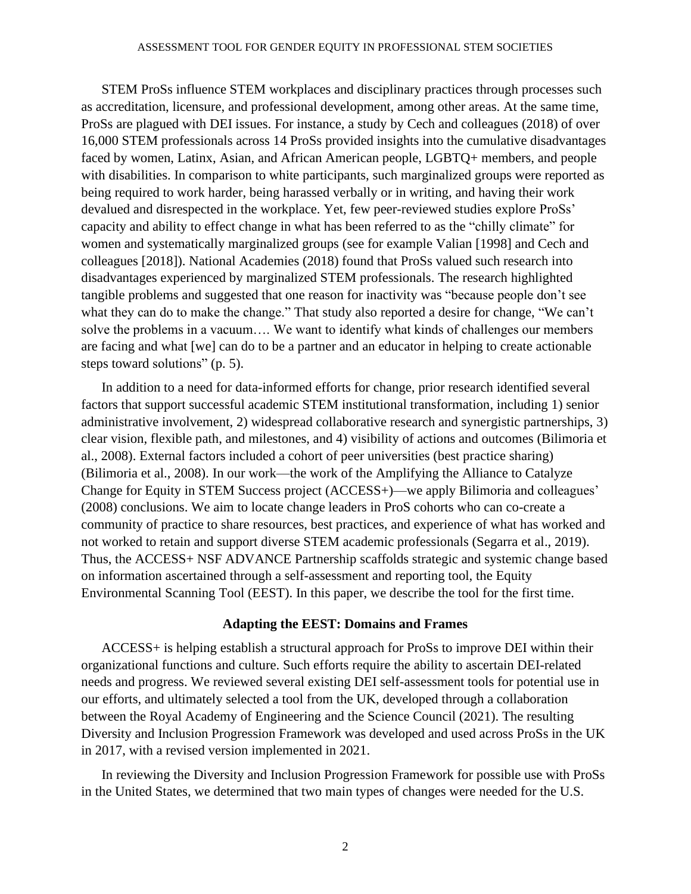STEM ProSs influence STEM workplaces and disciplinary practices through processes such as accreditation, licensure, and professional development, among other areas. At the same time, ProSs are plagued with DEI issues. For instance, a study by Cech and colleagues (2018) of over 16,000 STEM professionals across 14 ProSs provided insights into the cumulative disadvantages faced by women, Latinx, Asian, and African American people, LGBTQ+ members, and people with disabilities. In comparison to white participants, such marginalized groups were reported as being required to work harder, being harassed verbally or in writing, and having their work devalued and disrespected in the workplace. Yet, few peer-reviewed studies explore ProSs' capacity and ability to effect change in what has been referred to as the "chilly climate" for women and systematically marginalized groups (see for example Valian [1998] and Cech and colleagues [2018]). National Academies (2018) found that ProSs valued such research into disadvantages experienced by marginalized STEM professionals. The research highlighted tangible problems and suggested that one reason for inactivity was "because people don't see what they can do to make the change." That study also reported a desire for change, "We can't solve the problems in a vacuum…. We want to identify what kinds of challenges our members are facing and what [we] can do to be a partner and an educator in helping to create actionable steps toward solutions" (p. 5).

In addition to a need for data-informed efforts for change, prior research identified several factors that support successful academic STEM institutional transformation, including 1) senior administrative involvement, 2) widespread collaborative research and synergistic partnerships, 3) clear vision, flexible path, and milestones, and 4) visibility of actions and outcomes (Bilimoria et al., 2008). External factors included a cohort of peer universities (best practice sharing) (Bilimoria et al., 2008). In our work—the work of the Amplifying the Alliance to Catalyze Change for Equity in STEM Success project (ACCESS+)—we apply Bilimoria and colleagues' (2008) conclusions. We aim to locate change leaders in ProS cohorts who can co-create a community of practice to share resources, best practices, and experience of what has worked and not worked to retain and support diverse STEM academic professionals (Segarra et al., 2019). Thus, the ACCESS+ NSF ADVANCE Partnership scaffolds strategic and systemic change based on information ascertained through a self-assessment and reporting tool, the Equity Environmental Scanning Tool (EEST). In this paper, we describe the tool for the first time.

## Adapting the EEST: Domains and Frames

ACCESS+ is helping establish a structural approach for ProSs to improve DEI within their organizational functions and culture. Such efforts require the ability to ascertain DEI-related needs and progress. We reviewed several existing DEI self-assessment tools for potential use in our efforts, and ultimately selected a tool from the UK, developed through a collaboration between the Royal Academy of Engineering and the Science Council (2021). The resulting Diversity and Inclusion Progression Framework was developed and used across ProSs in the UK in 2017, with a revised version implemented in 2021.

In reviewing the Diversity and Inclusion Progression Framework for possible use with ProSs in the United States, we determined that two main types of changes were needed for the U.S.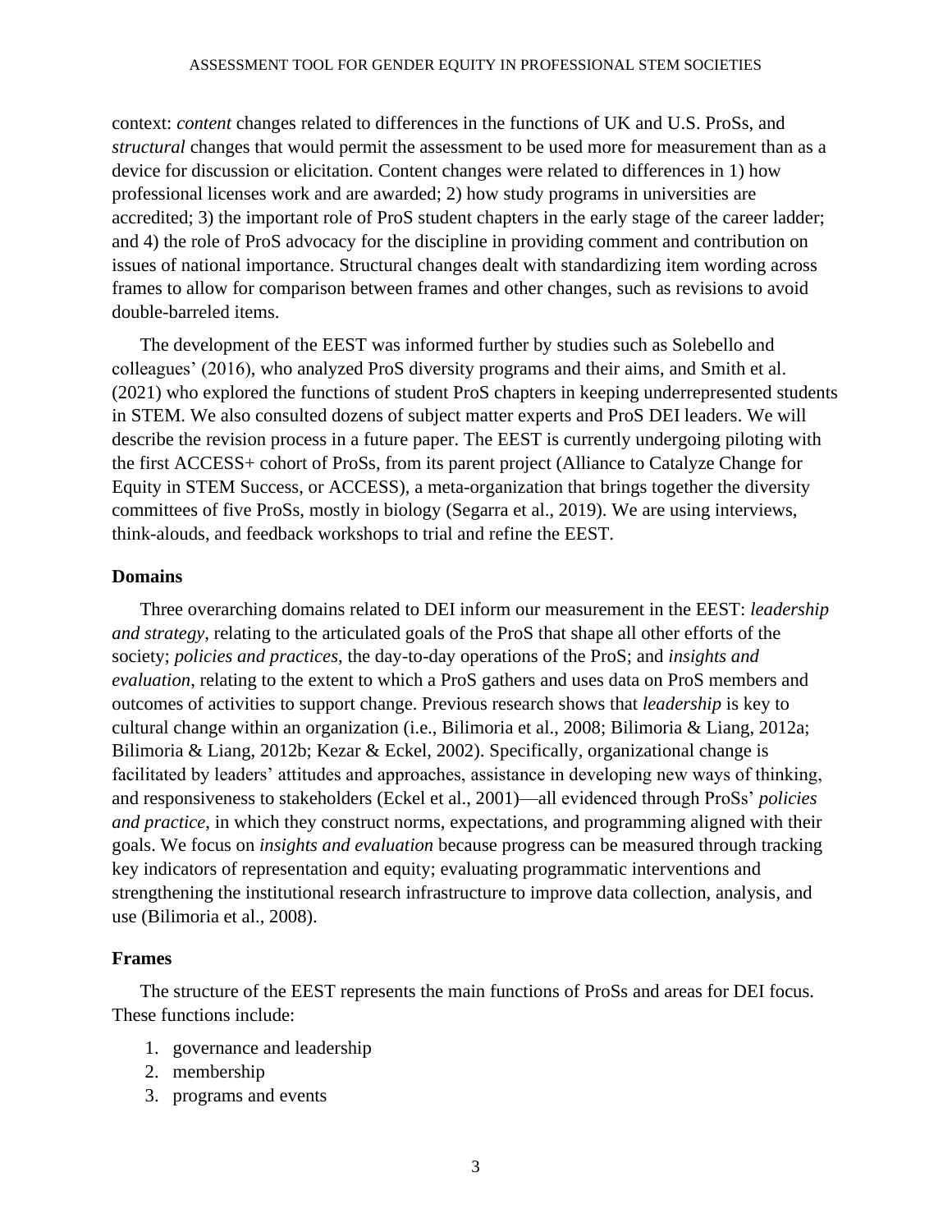context: *content* changes related to differences in the functions of UK and U.S. ProSs, and *structural* changes that would permit the assessment to be used more for measurement than as a device for discussion or elicitation. Content changes were related to differences in 1) how professional licenses work and are awarded; 2) how study programs in universities are accredited; 3) the important role of ProS student chapters in the early stage of the career ladder; and 4) the role of ProS advocacy for the discipline in providing comment and contribution on issues of national importance. Structural changes dealt with standardizing item wording across frames to allow for comparison between frames and other changes, such as revisions to avoid double-barreled items.

The development of the EEST was informed further by studies such as Solebello and colleagues' (2016), who analyzed ProS diversity programs and their aims, and Smith et al. (2021) who explored the functions of student ProS chapters in keeping underrepresented students in STEM. We also consulted dozens of subject matter experts and ProS DEI leaders. We will describe the revision process in a future paper. The EEST is currently undergoing piloting with the first ACCESS+ cohort of ProSs, from its parent project (Alliance to Catalyze Change for Equity in STEM Success, or ACCESS), a meta-organization that brings together the diversity committees of five ProSs, mostly in biology (Segarra et al., 2019). We are using interviews, think-alouds, and feedback workshops to trial and refine the EEST.

### Domains

Three overarching domains related to DEI inform our measurement in the EEST: *leadership and strategy*, relating to the articulated goals of the ProS that shape all other efforts of the society; *policies and practices*, the day-to-day operations of the ProS; and *insights and evaluation*, relating to the extent to which a ProS gathers and uses data on ProS members and outcomes of activities to support change. Previous research shows that *leadership* is key to cultural change within an organization (i.e., Bilimoria et al., 2008; Bilimoria & Liang, 2012a; Bilimoria & Liang, 2012b; Kezar & Eckel, 2002). Specifically, organizational change is facilitated by leaders' attitudes and approaches, assistance in developing new ways of thinking, and responsiveness to stakeholders (Eckel et al., 2001)—all evidenced through ProSs' *policies and practice,* in which they construct norms, expectations, and programming aligned with their goals. We focus on *insights and evaluation* because progress can be measured through tracking key indicators of representation and equity; evaluating programmatic interventions and strengthening the institutional research infrastructure to improve data collection, analysis, and use (Bilimoria et al., 2008).

### Frames

The structure of the EEST represents the main functions of ProSs and areas for DEI focus. These functions include:

1. governance and leadership
2. membership
3. programs and events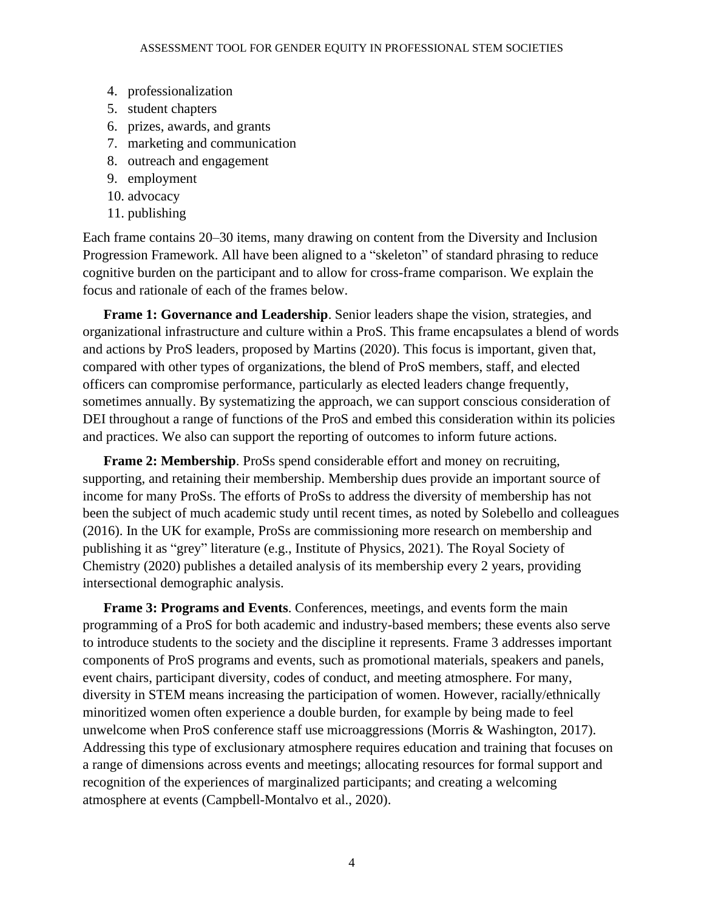4. professionalization
5. student chapters
6. prizes, awards, and grants
7. marketing and communication
8. outreach and engagement
9. employment
10. advocacy
11. publishing

Each frame contains 20–30 items, many drawing on content from the Diversity and Inclusion Progression Framework. All have been aligned to a "skeleton" of standard phrasing to reduce cognitive burden on the participant and to allow for cross-frame comparison. We explain the focus and rationale of each of the frames below.

**Frame 1: Governance and Leadership**. Senior leaders shape the vision, strategies, and organizational infrastructure and culture within a ProS. This frame encapsulates a blend of words and actions by ProS leaders, proposed by Martins (2020). This focus is important, given that, compared with other types of organizations, the blend of ProS members, staff, and elected officers can compromise performance, particularly as elected leaders change frequently, sometimes annually. By systematizing the approach, we can support conscious consideration of DEI throughout a range of functions of the ProS and embed this consideration within its policies and practices. We also can support the reporting of outcomes to inform future actions.

**Frame 2: Membership**. ProSs spend considerable effort and money on recruiting, supporting, and retaining their membership. Membership dues provide an important source of income for many ProSs. The efforts of ProSs to address the diversity of membership has not been the subject of much academic study until recent times, as noted by Solebello and colleagues (2016). In the UK for example, ProSs are commissioning more research on membership and publishing it as "grey" literature (e.g., Institute of Physics, 2021). The Royal Society of Chemistry (2020) publishes a detailed analysis of its membership every 2 years, providing intersectional demographic analysis.

**Frame 3: Programs and Events**. Conferences, meetings, and events form the main programming of a ProS for both academic and industry-based members; these events also serve to introduce students to the society and the discipline it represents. Frame 3 addresses important components of ProS programs and events, such as promotional materials, speakers and panels, event chairs, participant diversity, codes of conduct, and meeting atmosphere. For many, diversity in STEM means increasing the participation of women. However, racially/ethnically minoritized women often experience a double burden, for example by being made to feel unwelcome when ProS conference staff use microaggressions (Morris & Washington, 2017). Addressing this type of exclusionary atmosphere requires education and training that focuses on a range of dimensions across events and meetings; allocating resources for formal support and recognition of the experiences of marginalized participants; and creating a welcoming atmosphere at events (Campbell-Montalvo et al., 2020).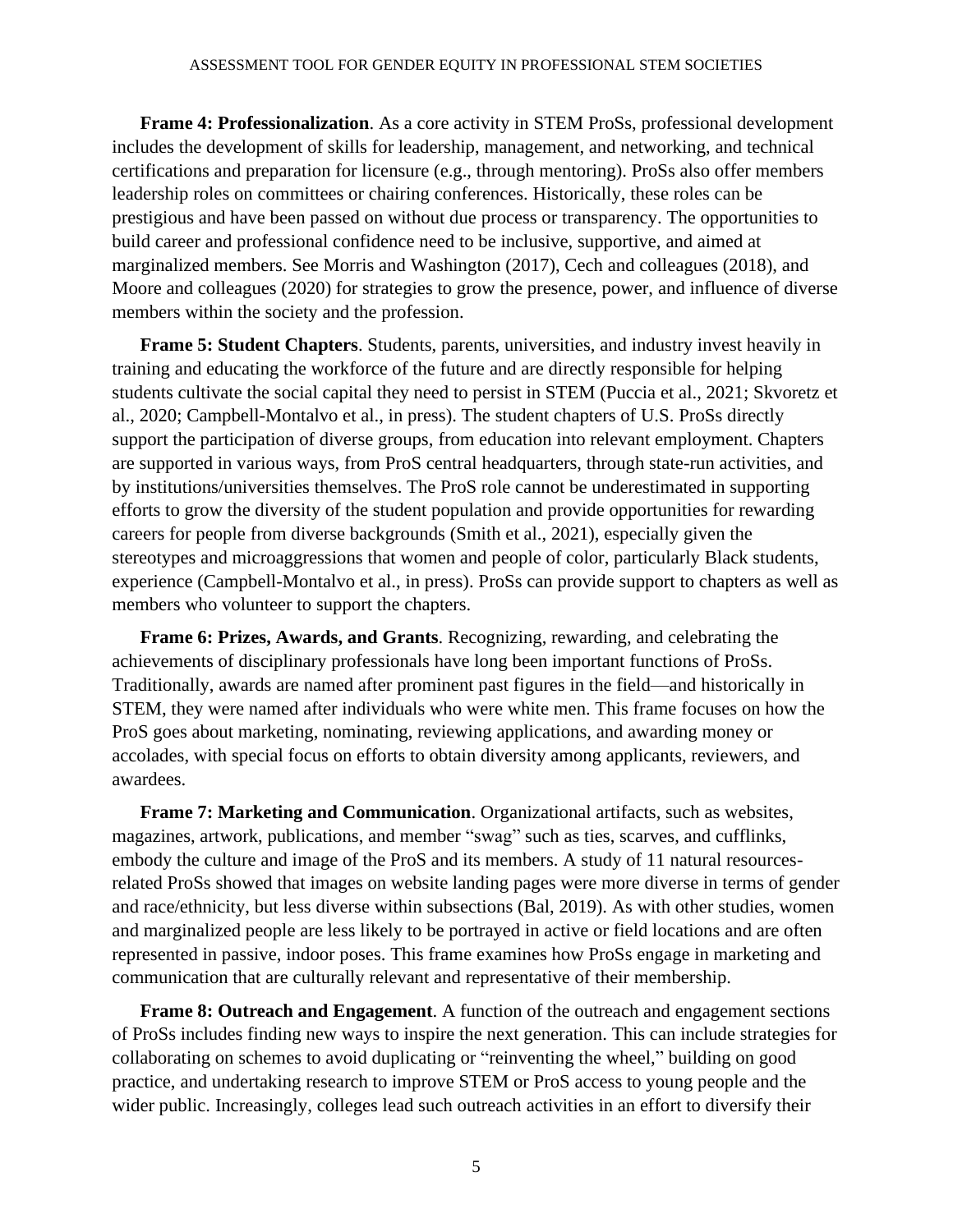**Frame 4: Professionalization**. As a core activity in STEM ProSs, professional development includes the development of skills for leadership, management, and networking, and technical certifications and preparation for licensure (e.g., through mentoring). ProSs also offer members leadership roles on committees or chairing conferences. Historically, these roles can be prestigious and have been passed on without due process or transparency. The opportunities to build career and professional confidence need to be inclusive, supportive, and aimed at marginalized members. See Morris and Washington (2017), Cech and colleagues (2018), and Moore and colleagues (2020) for strategies to grow the presence, power, and influence of diverse members within the society and the profession.

**Frame 5: Student Chapters**. Students, parents, universities, and industry invest heavily in training and educating the workforce of the future and are directly responsible for helping students cultivate the social capital they need to persist in STEM (Puccia et al., 2021; Skvoretz et al., 2020; Campbell-Montalvo et al., in press). The student chapters of U.S. ProSs directly support the participation of diverse groups, from education into relevant employment. Chapters are supported in various ways, from ProS central headquarters, through state-run activities, and by institutions/universities themselves. The ProS role cannot be underestimated in supporting efforts to grow the diversity of the student population and provide opportunities for rewarding careers for people from diverse backgrounds (Smith et al., 2021), especially given the stereotypes and microaggressions that women and people of color, particularly Black students, experience (Campbell-Montalvo et al., in press). ProSs can provide support to chapters as well as members who volunteer to support the chapters.

**Frame 6: Prizes, Awards, and Grants**. Recognizing, rewarding, and celebrating the achievements of disciplinary professionals have long been important functions of ProSs. Traditionally, awards are named after prominent past figures in the field—and historically in STEM, they were named after individuals who were white men. This frame focuses on how the ProS goes about marketing, nominating, reviewing applications, and awarding money or accolades, with special focus on efforts to obtain diversity among applicants, reviewers, and awardees.

**Frame 7: Marketing and Communication**. Organizational artifacts, such as websites, magazines, artwork, publications, and member "swag" such as ties, scarves, and cufflinks, embody the culture and image of the ProS and its members. A study of 11 natural resources-related ProSs showed that images on website landing pages were more diverse in terms of gender and race/ethnicity, but less diverse within subsections (Bal, 2019). As with other studies, women and marginalized people are less likely to be portrayed in active or field locations and are often represented in passive, indoor poses. This frame examines how ProSs engage in marketing and communication that are culturally relevant and representative of their membership.

**Frame 8: Outreach and Engagement**. A function of the outreach and engagement sections of ProSs includes finding new ways to inspire the next generation. This can include strategies for collaborating on schemes to avoid duplicating or "reinventing the wheel," building on good practice, and undertaking research to improve STEM or ProS access to young people and the wider public. Increasingly, colleges lead such outreach activities in an effort to diversify their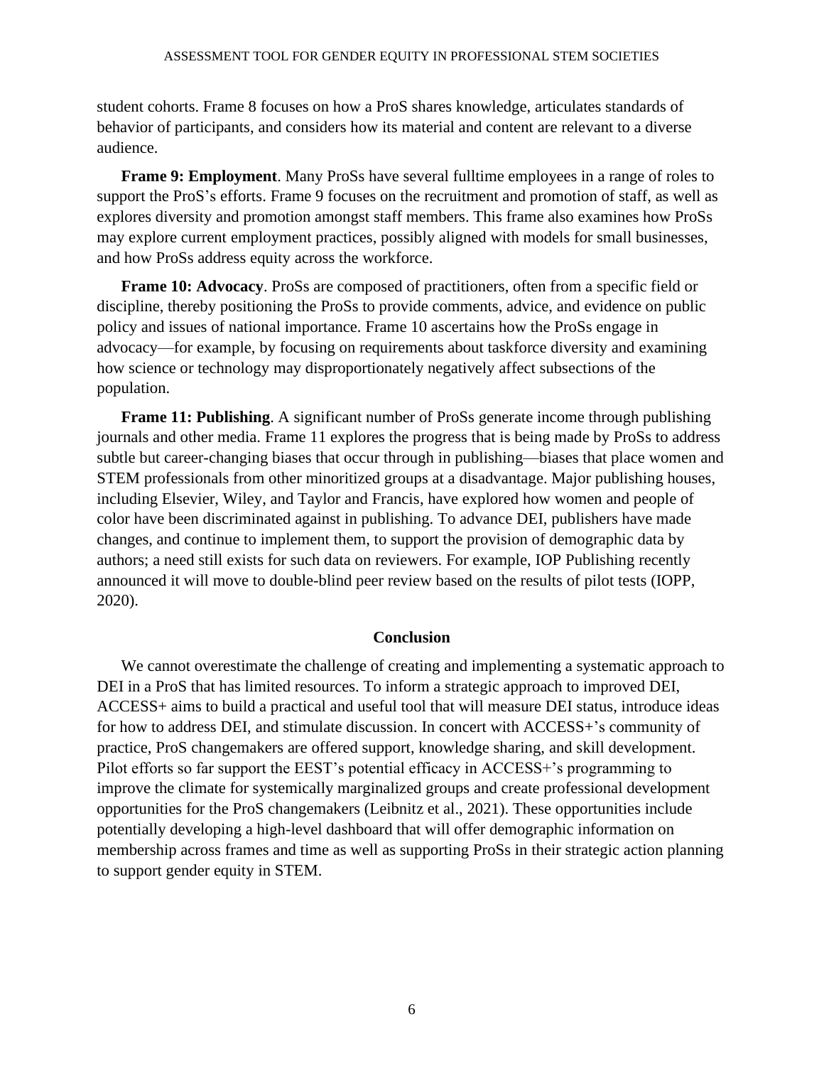student cohorts. Frame 8 focuses on how a ProS shares knowledge, articulates standards of behavior of participants, and considers how its material and content are relevant to a diverse audience.

**Frame 9: Employment**. Many ProSs have several fulltime employees in a range of roles to support the ProS's efforts. Frame 9 focuses on the recruitment and promotion of staff, as well as explores diversity and promotion amongst staff members. This frame also examines how ProSs may explore current employment practices, possibly aligned with models for small businesses, and how ProSs address equity across the workforce.

**Frame 10: Advocacy**. ProSs are composed of practitioners, often from a specific field or discipline, thereby positioning the ProSs to provide comments, advice, and evidence on public policy and issues of national importance. Frame 10 ascertains how the ProSs engage in advocacy—for example, by focusing on requirements about taskforce diversity and examining how science or technology may disproportionately negatively affect subsections of the population.

**Frame 11: Publishing**. A significant number of ProSs generate income through publishing journals and other media. Frame 11 explores the progress that is being made by ProSs to address subtle but career-changing biases that occur through in publishing—biases that place women and STEM professionals from other minoritized groups at a disadvantage. Major publishing houses, including Elsevier, Wiley, and Taylor and Francis, have explored how women and people of color have been discriminated against in publishing. To advance DEI, publishers have made changes, and continue to implement them, to support the provision of demographic data by authors; a need still exists for such data on reviewers. For example, IOP Publishing recently announced it will move to double-blind peer review based on the results of pilot tests (IOPP, 2020).

## Conclusion

We cannot overestimate the challenge of creating and implementing a systematic approach to DEI in a ProS that has limited resources. To inform a strategic approach to improved DEI, ACCESS+ aims to build a practical and useful tool that will measure DEI status, introduce ideas for how to address DEI, and stimulate discussion. In concert with ACCESS+'s community of practice, ProS changemakers are offered support, knowledge sharing, and skill development. Pilot efforts so far support the EEST's potential efficacy in ACCESS+'s programming to improve the climate for systemically marginalized groups and create professional development opportunities for the ProS changemakers (Leibnitz et al., 2021). These opportunities include potentially developing a high-level dashboard that will offer demographic information on membership across frames and time as well as supporting ProSs in their strategic action planning to support gender equity in STEM.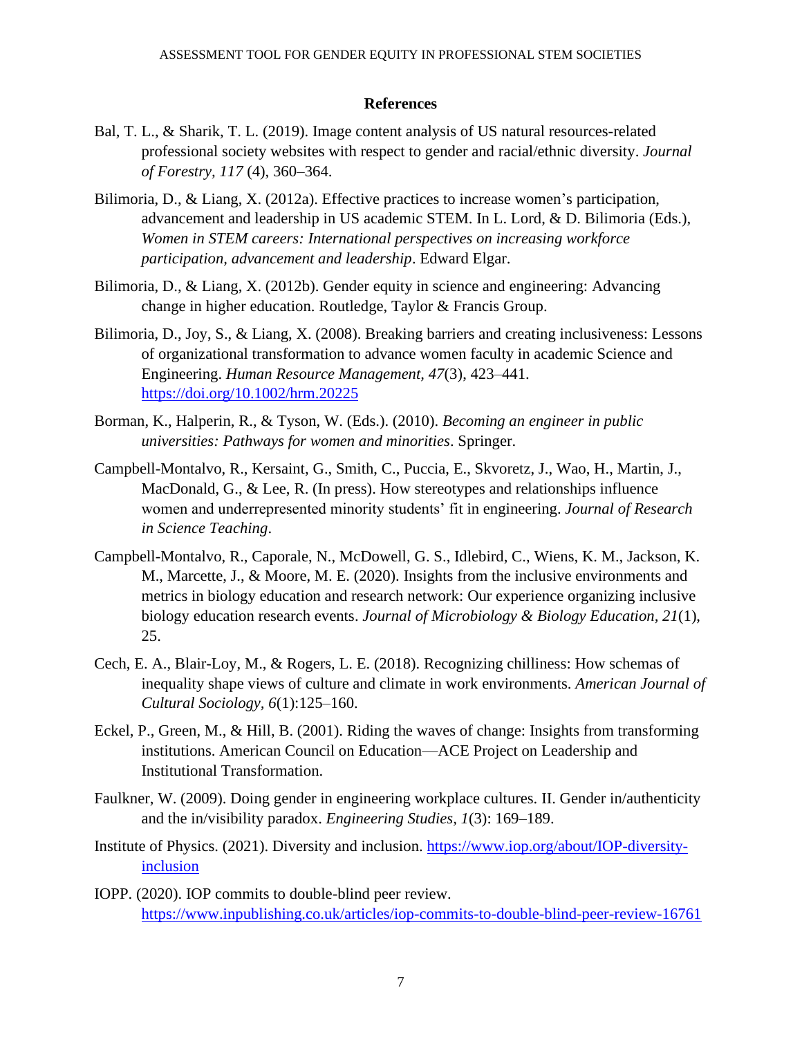## References

Bal, T. L., & Sharik, T. L. (2019). Image content analysis of US natural resources-related professional society websites with respect to gender and racial/ethnic diversity. *Journal of Forestry, 117* (4), 360–364.

Bilimoria, D., & Liang, X. (2012a). Effective practices to increase women's participation, advancement and leadership in US academic STEM. In L. Lord, & D. Bilimoria (Eds.), *Women in STEM careers: International perspectives on increasing workforce participation, advancement and leadership*. Edward Elgar.

Bilimoria, D., & Liang, X. (2012b). Gender equity in science and engineering: Advancing change in higher education. Routledge, Taylor & Francis Group.

Bilimoria, D., Joy, S., & Liang, X. (2008). Breaking barriers and creating inclusiveness: Lessons of organizational transformation to advance women faculty in academic Science and Engineering. *Human Resource Management, 47*(3), 423–441. https://doi.org/10.1002/hrm.20225

Borman, K., Halperin, R., & Tyson, W. (Eds.). (2010). *Becoming an engineer in public universities: Pathways for women and minorities*. Springer.

Campbell-Montalvo, R., Kersaint, G., Smith, C., Puccia, E., Skvoretz, J., Wao, H., Martin, J., MacDonald, G., & Lee, R. (In press). How stereotypes and relationships influence women and underrepresented minority students' fit in engineering. *Journal of Research in Science Teaching*.

Campbell-Montalvo, R., Caporale, N., McDowell, G. S., Idlebird, C., Wiens, K. M., Jackson, K. M., Marcette, J., & Moore, M. E. (2020). Insights from the inclusive environments and metrics in biology education and research network: Our experience organizing inclusive biology education research events. *Journal of Microbiology & Biology Education, 21*(1), 25.

Cech, E. A., Blair-Loy, M., & Rogers, L. E. (2018). Recognizing chilliness: How schemas of inequality shape views of culture and climate in work environments. *American Journal of Cultural Sociology, 6*(1):125–160.

Eckel, P., Green, M., & Hill, B. (2001). Riding the waves of change: Insights from transforming institutions. American Council on Education—ACE Project on Leadership and Institutional Transformation.

Faulkner, W. (2009). Doing gender in engineering workplace cultures. II. Gender in/authenticity and the in/visibility paradox. *Engineering Studies, 1*(3): 169–189.

Institute of Physics. (2021). Diversity and inclusion. https://www.iop.org/about/IOP-diversity-inclusion

IOPP. (2020). IOP commits to double-blind peer review. https://www.inpublishing.co.uk/articles/iop-commits-to-double-blind-peer-review-16761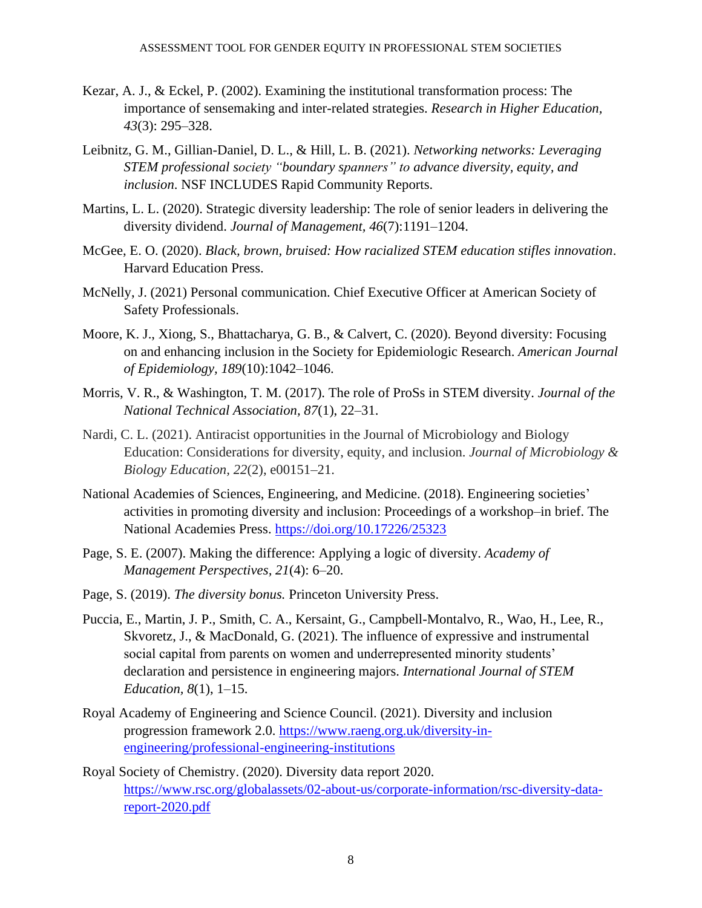Kezar, A. J., & Eckel, P. (2002). Examining the institutional transformation process: The importance of sensemaking and inter-related strategies. *Research in Higher Education, 43*(3): 295–328.

Leibnitz, G. M., Gillian-Daniel, D. L., & Hill, L. B. (2021). *Networking networks: Leveraging STEM professional society "boundary spanners" to advance diversity, equity, and inclusion*. NSF INCLUDES Rapid Community Reports.

Martins, L. L. (2020). Strategic diversity leadership: The role of senior leaders in delivering the diversity dividend. *Journal of Management, 46*(7):1191–1204.

McGee, E. O. (2020). *Black, brown, bruised: How racialized STEM education stifles innovation*. Harvard Education Press.

McNelly, J. (2021) Personal communication. Chief Executive Officer at American Society of Safety Professionals.

Moore, K. J., Xiong, S., Bhattacharya, G. B., & Calvert, C. (2020). Beyond diversity: Focusing on and enhancing inclusion in the Society for Epidemiologic Research. *American Journal of Epidemiology, 189*(10):1042–1046.

Morris, V. R., & Washington, T. M. (2017). The role of ProSs in STEM diversity. *Journal of the National Technical Association, 87*(1), 22–31.

Nardi, C. L. (2021). Antiracist opportunities in the Journal of Microbiology and Biology Education: Considerations for diversity, equity, and inclusion. *Journal of Microbiology & Biology Education, 22*(2), e00151–21.

National Academies of Sciences, Engineering, and Medicine. (2018). Engineering societies' activities in promoting diversity and inclusion: Proceedings of a workshop–in brief. The National Academies Press. https://doi.org/10.17226/25323

Page, S. E. (2007). Making the difference: Applying a logic of diversity. *Academy of Management Perspectives, 21*(4): 6–20.

Page, S. (2019). *The diversity bonus.* Princeton University Press.

Puccia, E., Martin, J. P., Smith, C. A., Kersaint, G., Campbell-Montalvo, R., Wao, H., Lee, R., Skvoretz, J., & MacDonald, G. (2021). The influence of expressive and instrumental social capital from parents on women and underrepresented minority students' declaration and persistence in engineering majors. *International Journal of STEM Education, 8*(1), 1–15.

Royal Academy of Engineering and Science Council. (2021). Diversity and inclusion progression framework 2.0. https://www.raeng.org.uk/diversity-in-engineering/professional-engineering-institutions

Royal Society of Chemistry. (2020). Diversity data report 2020. https://www.rsc.org/globalassets/02-about-us/corporate-information/rsc-diversity-data-report-2020.pdf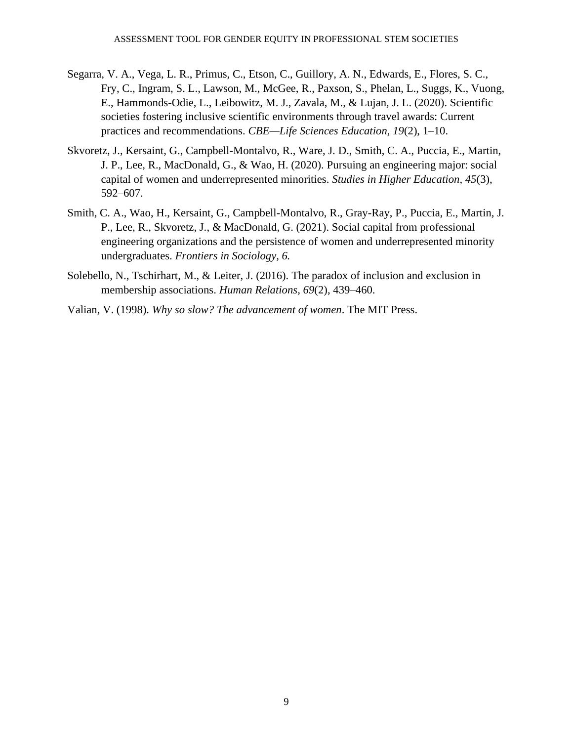Segarra, V. A., Vega, L. R., Primus, C., Etson, C., Guillory, A. N., Edwards, E., Flores, S. C., Fry, C., Ingram, S. L., Lawson, M., McGee, R., Paxson, S., Phelan, L., Suggs, K., Vuong, E., Hammonds-Odie, L., Leibowitz, M. J., Zavala, M., & Lujan, J. L. (2020). Scientific societies fostering inclusive scientific environments through travel awards: Current practices and recommendations. *CBE—Life Sciences Education, 19*(2), 1–10.

Skvoretz, J., Kersaint, G., Campbell-Montalvo, R., Ware, J. D., Smith, C. A., Puccia, E., Martin, J. P., Lee, R., MacDonald, G., & Wao, H. (2020). Pursuing an engineering major: social capital of women and underrepresented minorities. *Studies in Higher Education, 45*(3), 592–607.

Smith, C. A., Wao, H., Kersaint, G., Campbell-Montalvo, R., Gray-Ray, P., Puccia, E., Martin, J. P., Lee, R., Skvoretz, J., & MacDonald, G. (2021). Social capital from professional engineering organizations and the persistence of women and underrepresented minority undergraduates. *Frontiers in Sociology, 6.*

Solebello, N., Tschirhart, M., & Leiter, J. (2016). The paradox of inclusion and exclusion in membership associations. *Human Relations, 69*(2), 439–460.

Valian, V. (1998). *Why so slow? The advancement of women*. The MIT Press.